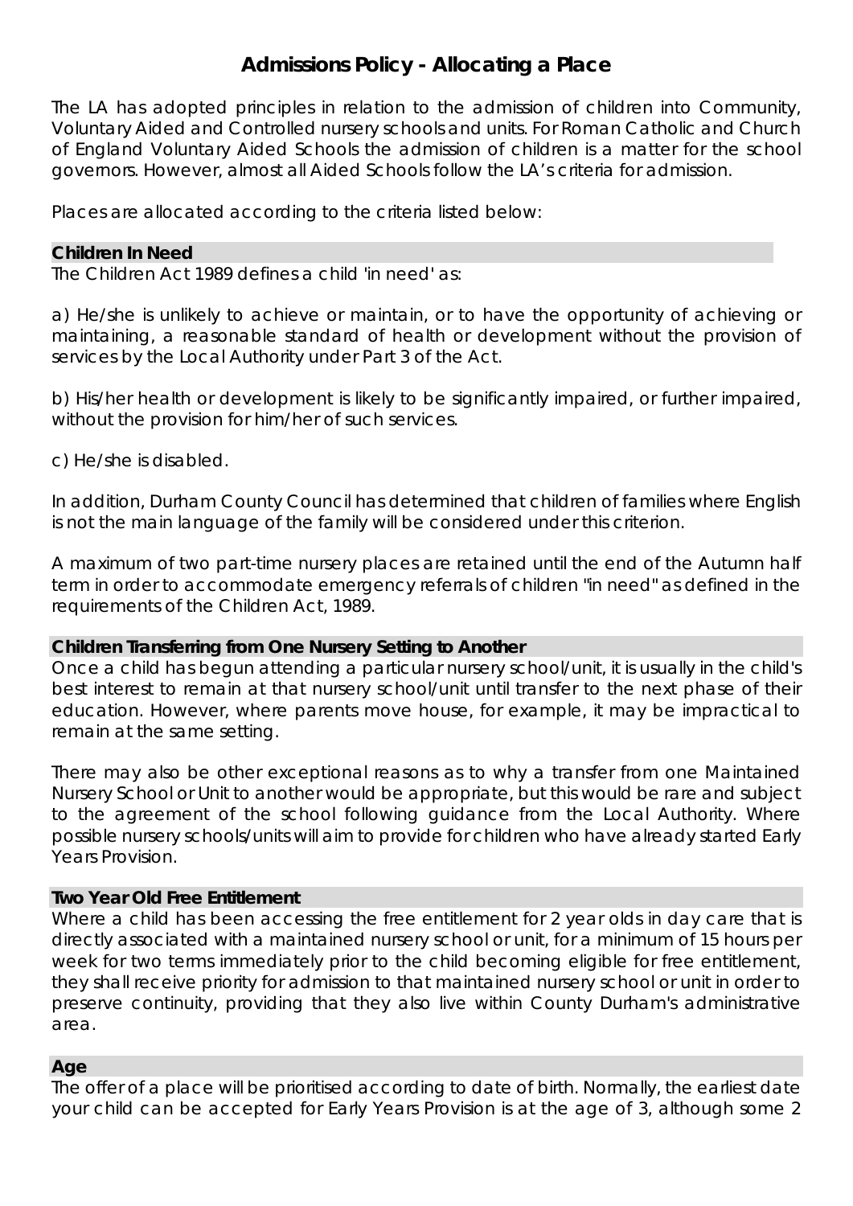# Admissions Policy - Allocating a Place

The LA has adopted principles in relation to the admission of children into Community, Voluntary Aided and Controlled nursery schools and units. For Roman Catholic and Church of England Voluntary Aided Schools the admission of children is a matter for the school governors. However, almost all Aided Schools follow the LA's criteria for admission.

Places are allocated according to the criteria listed below:

### Children In Need

The Children Act 1989 defines a child 'in need' as:

a) He/she is unlikely to achieve or maintain, or to have the opportunity of achieving or maintaining, a reasonable standard of health or development without the provision of services by the Local Authority under Part 3 of the Act.

b) His/her health or development is likely to be significantly impaired, or further impaired, without the provision for him/her of such services.

c) He/she is disabled.

In addition, Durham County Council has determined that children of families where English is not the main language of the family will be considered under this criterion.

A maximum of two part-time nursery places are retained until the end of the Autumn half term in order to accommodate emergency referrals of children "in need" as defined in the requirements of the Children Act, 1989.

### Children Transferring from One Nursery Setting to Another

Once a child has begun attending a particular nursery school/unit, it is usually in the child's best interest to remain at that nursery school/unit until transfer to the next phase of their education. However, where parents move house, for example, it may be impractical to remain at the same setting.

There may also be other exceptional reasons as to why a transfer from one Maintained Nursery School or Unit to another would be appropriate, but this would be rare and subject to the agreement of the school following guidance from the Local Authority. Where possible nursery schools/units will aim to provide for children who have already started Early Years Provision.

### Two Year Old Free Entitlement

Where a child has been accessing the free entitlement for 2 year olds in day care that is directly associated with a maintained nursery school or unit, for a minimum of 15 hours per week for two terms immediately prior to the child becoming eligible for free entitlement, they shall receive priority for admission to that maintained nursery school or unit in order to preserve continuity, providing that they also live within County Durham's administrative area.

### Age

The offer of a place will be prioritised according to date of birth. Normally, the earliest date your child can be accepted for Early Years Provision is at the age of 3, although some 2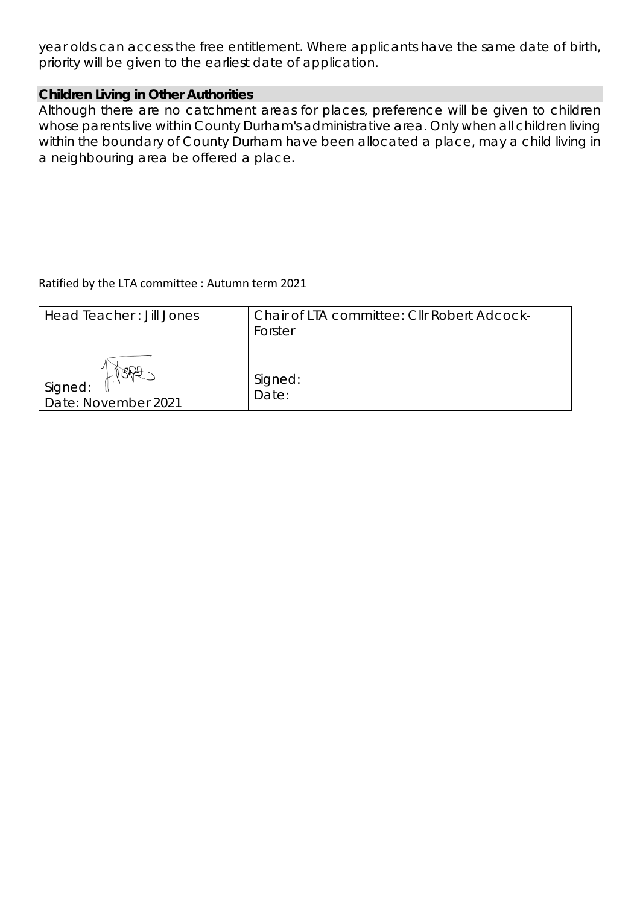year olds can access the free entitlement. Where applicants have the same date of birth, priority will be given to the earliest date of application.

**Children Living in Other Authorities**

Although there are no catchment areas for places, preference will be given to children whose parents live within County Durham's administrative area. Only when all children living within the boundary of County Durham have been allocated a place, may a child living in a neighbouring area be offered a place.

Ratified by the LTA committee : Autumn term 2021

| | |
|---|---|
| Head Teacher : Jill Jones | Chair of LTA committee: Cllr Robert Adcock-Forster |
| Signed:<br>Date: November 2021 | Signed:<br>Date: |